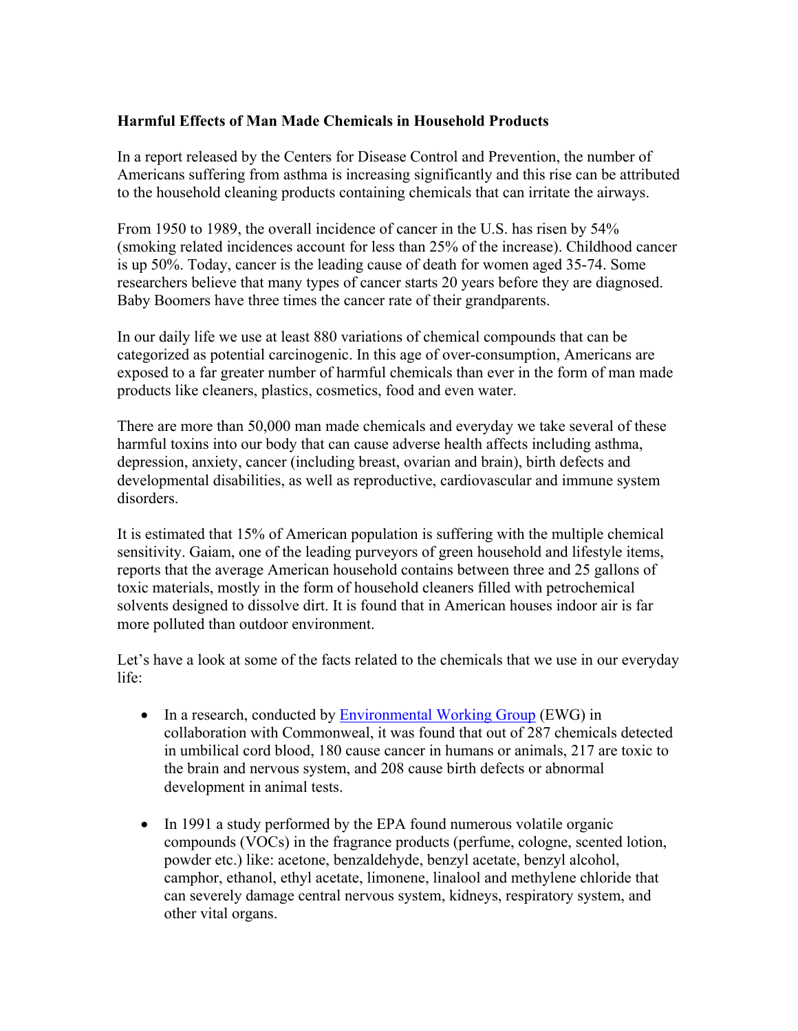**Harmful Effects of Man Made Chemicals in Household Products**

In a report released by the Centers for Disease Control and Prevention, the number of Americans suffering from asthma is increasing significantly and this rise can be attributed to the household cleaning products containing chemicals that can irritate the airways.

From 1950 to 1989, the overall incidence of cancer in the U.S. has risen by 54% (smoking related incidences account for less than 25% of the increase). Childhood cancer is up 50%. Today, cancer is the leading cause of death for women aged 35-74. Some researchers believe that many types of cancer starts 20 years before they are diagnosed. Baby Boomers have three times the cancer rate of their grandparents.

In our daily life we use at least 880 variations of chemical compounds that can be categorized as potential carcinogenic. In this age of over-consumption, Americans are exposed to a far greater number of harmful chemicals than ever in the form of man made products like cleaners, plastics, cosmetics, food and even water.

There are more than 50,000 man made chemicals and everyday we take several of these harmful toxins into our body that can cause adverse health affects including asthma, depression, anxiety, cancer (including breast, ovarian and brain), birth defects and developmental disabilities, as well as reproductive, cardiovascular and immune system disorders.

It is estimated that 15% of American population is suffering with the multiple chemical sensitivity. Gaiam, one of the leading purveyors of green household and lifestyle items, reports that the average American household contains between three and 25 gallons of toxic materials, mostly in the form of household cleaners filled with petrochemical solvents designed to dissolve dirt. It is found that in American houses indoor air is far more polluted than outdoor environment.

Let's have a look at some of the facts related to the chemicals that we use in our everyday life:

- In a research, conducted by Environmental Working Group (EWG) in collaboration with Commonweal, it was found that out of 287 chemicals detected in umbilical cord blood, 180 cause cancer in humans or animals, 217 are toxic to the brain and nervous system, and 208 cause birth defects or abnormal development in animal tests.

- In 1991 a study performed by the EPA found numerous volatile organic compounds (VOCs) in the fragrance products (perfume, cologne, scented lotion, powder etc.) like: acetone, benzaldehyde, benzyl acetate, benzyl alcohol, camphor, ethanol, ethyl acetate, limonene, linalool and methylene chloride that can severely damage central nervous system, kidneys, respiratory system, and other vital organs.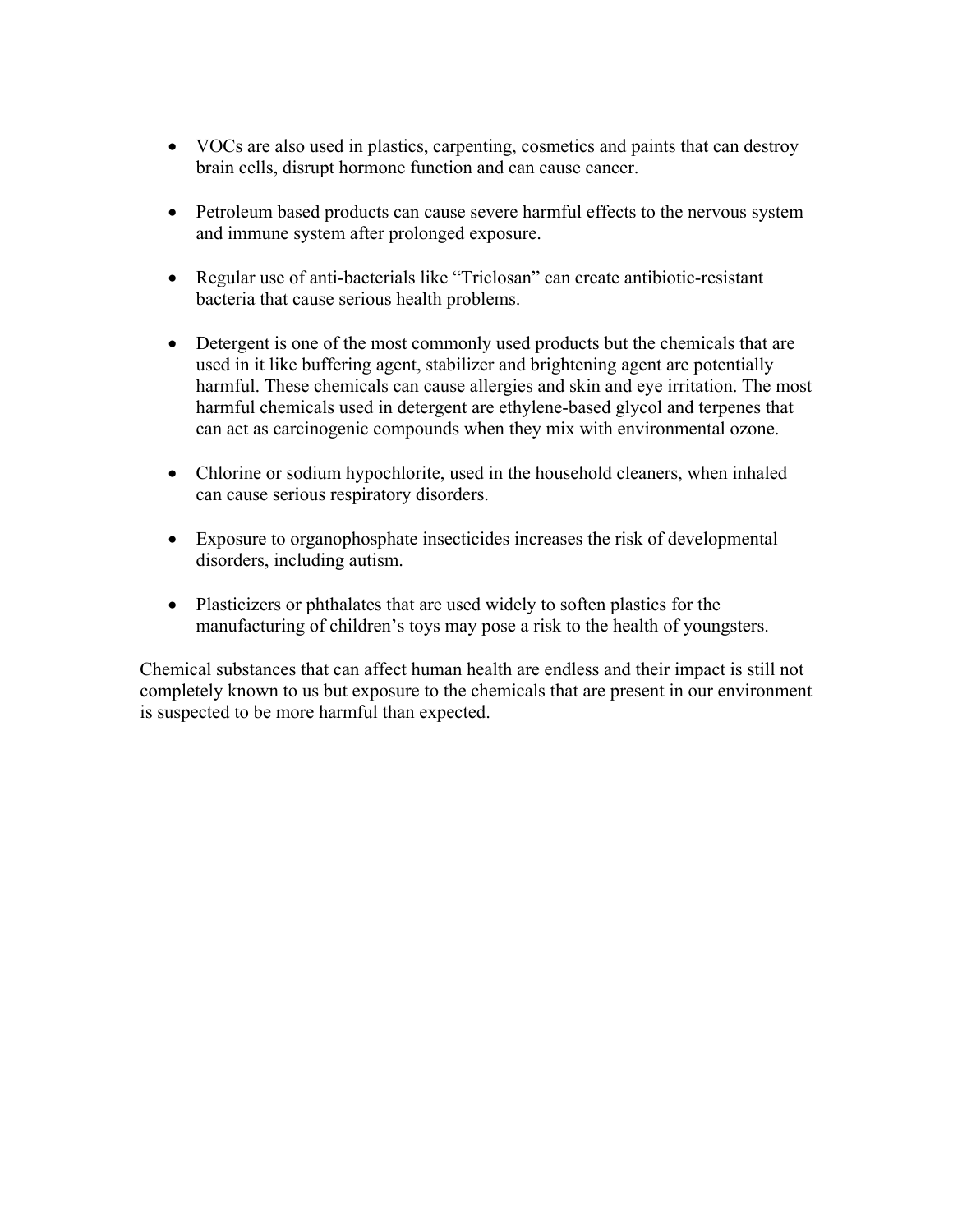- VOCs are also used in plastics, carpenting, cosmetics and paints that can destroy brain cells, disrupt hormone function and can cause cancer.

- Petroleum based products can cause severe harmful effects to the nervous system and immune system after prolonged exposure.

- Regular use of anti-bacterials like "Triclosan" can create antibiotic-resistant bacteria that cause serious health problems.

- Detergent is one of the most commonly used products but the chemicals that are used in it like buffering agent, stabilizer and brightening agent are potentially harmful. These chemicals can cause allergies and skin and eye irritation. The most harmful chemicals used in detergent are ethylene-based glycol and terpenes that can act as carcinogenic compounds when they mix with environmental ozone.

- Chlorine or sodium hypochlorite, used in the household cleaners, when inhaled can cause serious respiratory disorders.

- Exposure to organophosphate insecticides increases the risk of developmental disorders, including autism.

- Plasticizers or phthalates that are used widely to soften plastics for the manufacturing of children's toys may pose a risk to the health of youngsters.

Chemical substances that can affect human health are endless and their impact is still not completely known to us but exposure to the chemicals that are present in our environment is suspected to be more harmful than expected.